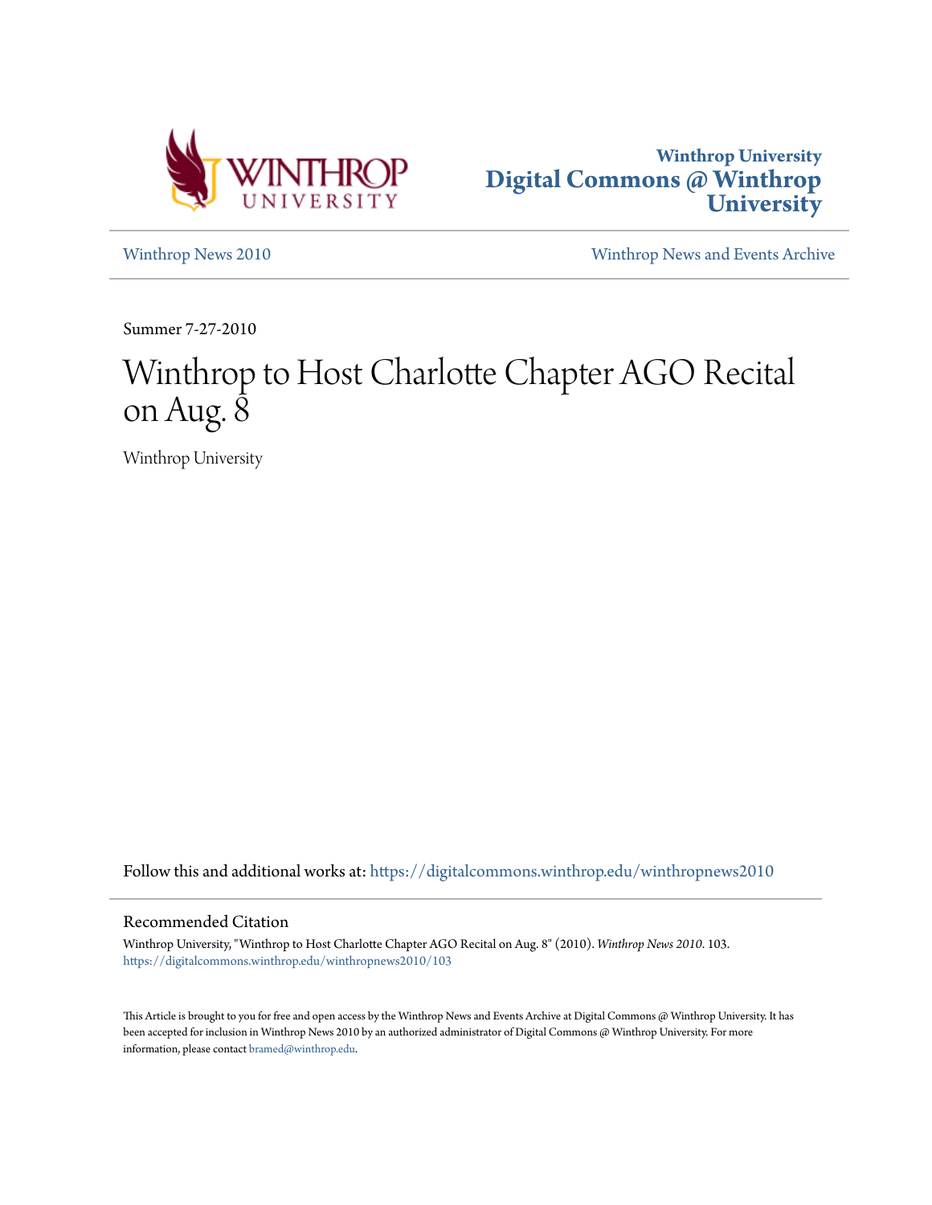Winthrop University
**Digital Commons @ Winthrop University**

Winthrop News 2010 | Winthrop News and Events Archive

Summer 7-27-2010

# Winthrop to Host Charlotte Chapter AGO Recital on Aug. 8

Winthrop University

Follow this and additional works at: https://digitalcommons.winthrop.edu/winthropnews2010

## Recommended Citation

Winthrop University, "Winthrop to Host Charlotte Chapter AGO Recital on Aug. 8" (2010). *Winthrop News 2010*. 103.
https://digitalcommons.winthrop.edu/winthropnews2010/103

This Article is brought to you for free and open access by the Winthrop News and Events Archive at Digital Commons @ Winthrop University. It has been accepted for inclusion in Winthrop News 2010 by an authorized administrator of Digital Commons @ Winthrop University. For more information, please contact bramed@winthrop.edu.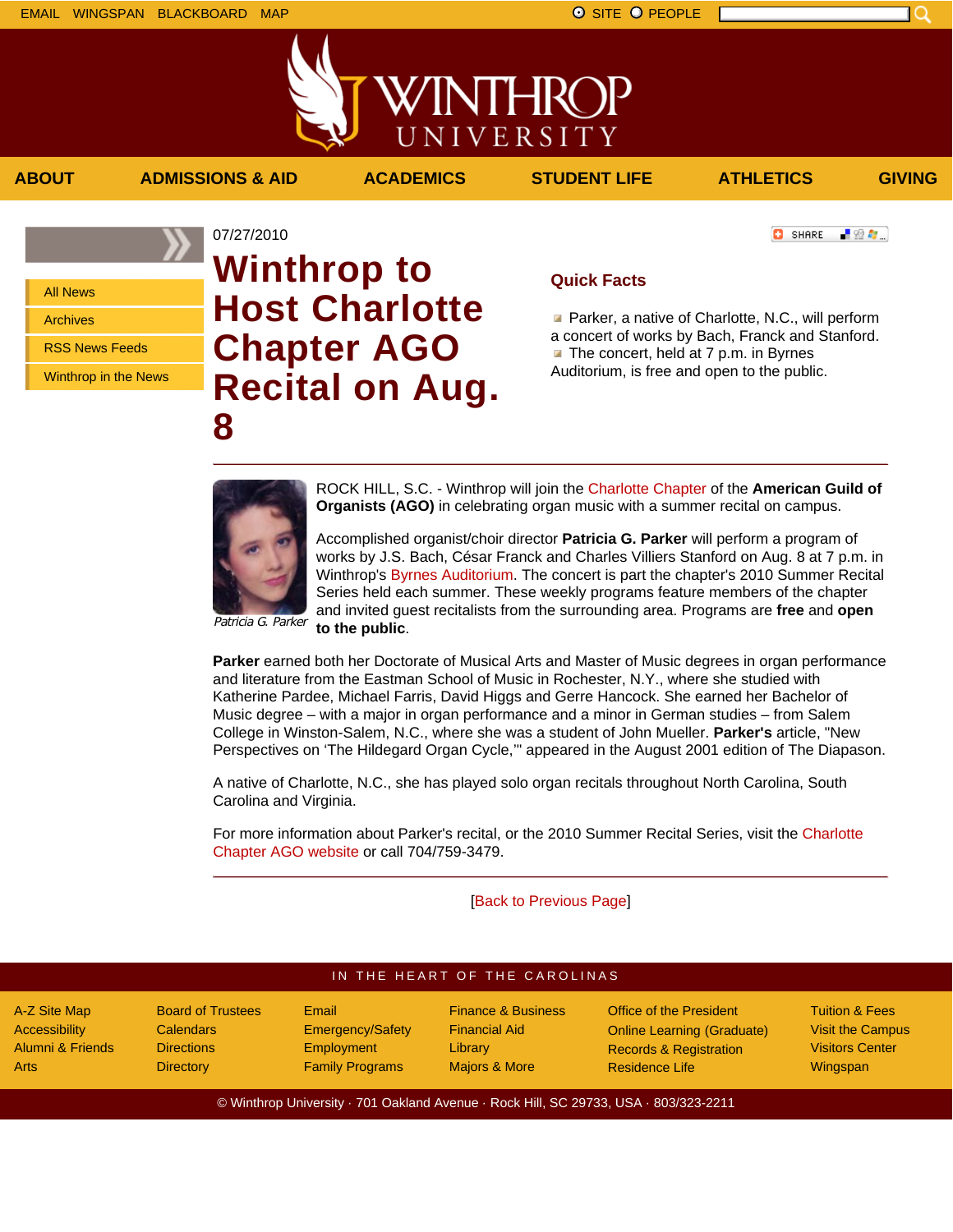EMAIL WINGSPAN BLACKBOARD MAP SITE PEOPLE

WINTHROP UNIVERSITY

ABOUT | ADMISSIONS & AID | ACADEMICS | STUDENT LIFE | ATHLETICS | GIVING

- All News
- Archives
- RSS News Feeds
- Winthrop in the News

07/27/2010

# Winthrop to Host Charlotte Chapter AGO Recital on Aug. 8

## Quick Facts

- Parker, a native of Charlotte, N.C., will perform a concert of works by Bach, Franck and Stanford.
- The concert, held at 7 p.m. in Byrnes Auditorium, is free and open to the public.

---

*Patricia G. Parker*

ROCK HILL, S.C. - Winthrop will join the Charlotte Chapter of the **American Guild of Organists (AGO)** in celebrating organ music with a summer recital on campus.

Accomplished organist/choir director **Patricia G. Parker** will perform a program of works by J.S. Bach, César Franck and Charles Villiers Stanford on Aug. 8 at 7 p.m. in Winthrop's Byrnes Auditorium. The concert is part the chapter's 2010 Summer Recital Series held each summer. These weekly programs feature members of the chapter and invited guest recitalists from the surrounding area. Programs are **free** and **open to the public**.

**Parker** earned both her Doctorate of Musical Arts and Master of Music degrees in organ performance and literature from the Eastman School of Music in Rochester, N.Y., where she studied with Katherine Pardee, Michael Farris, David Higgs and Gerre Hancock. She earned her Bachelor of Music degree – with a major in organ performance and a minor in German studies – from Salem College in Winston-Salem, N.C., where she was a student of John Mueller. **Parker's** article, "New Perspectives on 'The Hildegard Organ Cycle,'" appeared in the August 2001 edition of The Diapason.

A native of Charlotte, N.C., she has played solo organ recitals throughout North Carolina, South Carolina and Virginia.

For more information about Parker's recital, or the 2010 Summer Recital Series, visit the Charlotte Chapter AGO website or call 704/759-3479.

---

[Back to Previous Page]

IN THE HEART OF THE CAROLINAS

A-Z Site Map
Accessibility
Alumni & Friends
Arts
Board of Trustees
Calendars
Directions
Directory
Email
Emergency/Safety
Employment
Family Programs
Finance & Business
Financial Aid
Library
Majors & More
Office of the President
Online Learning (Graduate)
Records & Registration
Residence Life
Tuition & Fees
Visit the Campus
Visitors Center
Wingspan

© Winthrop University · 701 Oakland Avenue · Rock Hill, SC 29733, USA · 803/323-2211